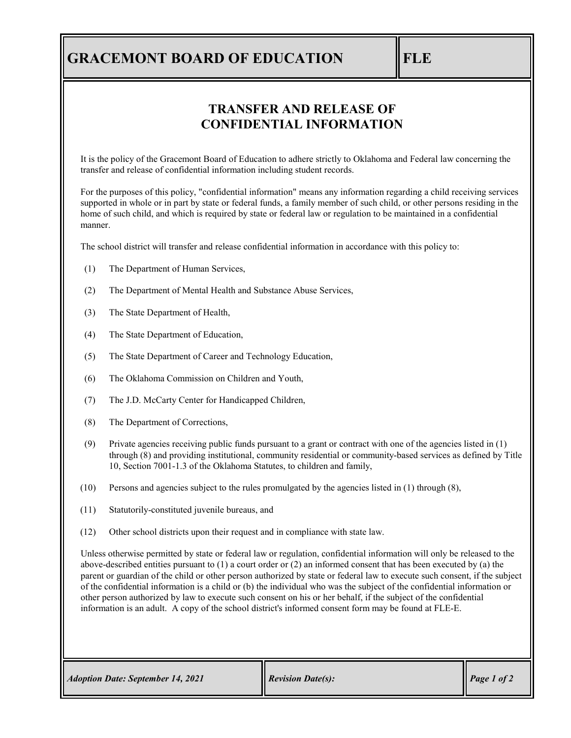# GRACEMONT BOARD OF EDUCATION — FLE

## TRANSFER AND RELEASE OF CONFIDENTIAL INFORMATION

It is the policy of the Gracemont Board of Education to adhere strictly to Oklahoma and Federal law concerning the transfer and release of confidential information including student records.

For the purposes of this policy, "confidential information" means any information regarding a child receiving services supported in whole or in part by state or federal funds, a family member of such child, or other persons residing in the home of such child, and which is required by state or federal law or regulation to be maintained in a confidential manner.

The school district will transfer and release confidential information in accordance with this policy to:

(1) The Department of Human Services,

(2) The Department of Mental Health and Substance Abuse Services,

(3) The State Department of Health,

(4) The State Department of Education,

(5) The State Department of Career and Technology Education,

(6) The Oklahoma Commission on Children and Youth,

(7) The J.D. McCarty Center for Handicapped Children,

(8) The Department of Corrections,

(9) Private agencies receiving public funds pursuant to a grant or contract with one of the agencies listed in (1) through (8) and providing institutional, community residential or community-based services as defined by Title 10, Section 7001-1.3 of the Oklahoma Statutes, to children and family,

(10) Persons and agencies subject to the rules promulgated by the agencies listed in (1) through (8),

(11) Statutorily-constituted juvenile bureaus, and

(12) Other school districts upon their request and in compliance with state law.

Unless otherwise permitted by state or federal law or regulation, confidential information will only be released to the above-described entities pursuant to (1) a court order or (2) an informed consent that has been executed by (a) the parent or guardian of the child or other person authorized by state or federal law to execute such consent, if the subject of the confidential information is a child or (b) the individual who was the subject of the confidential information or other person authorized by law to execute such consent on his or her behalf, if the subject of the confidential information is an adult. A copy of the school district's informed consent form may be found at FLE-E.

*Adoption Date: September 14, 2021* | *Revision Date(s):*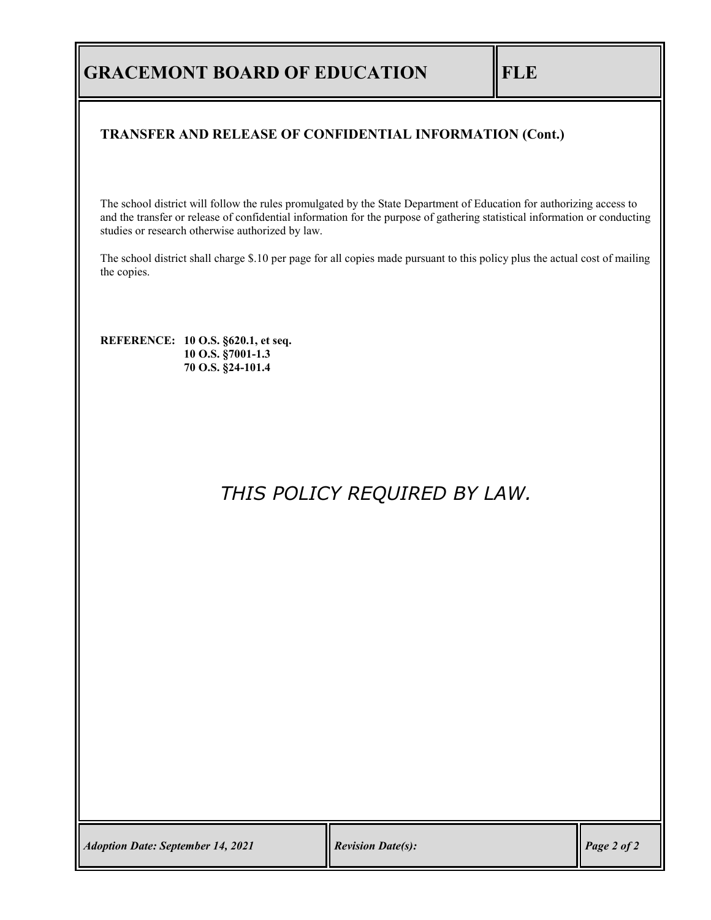**TRANSFER AND RELEASE OF CONFIDENTIAL INFORMATION (Cont.)**

The school district will follow the rules promulgated by the State Department of Education for authorizing access to and the transfer or release of confidential information for the purpose of gathering statistical information or conducting studies or research otherwise authorized by law.

The school district shall charge $.10 per page for all copies made pursuant to this policy plus the actual cost of mailing the copies.

**REFERENCE:** **10 O.S. §620.1, et seq.**
**10 O.S. §7001-1.3**
**70 O.S. §24-101.4**

*THIS POLICY REQUIRED BY LAW.*

*Adoption Date: September 14, 2021* | *Revision Date(s):*